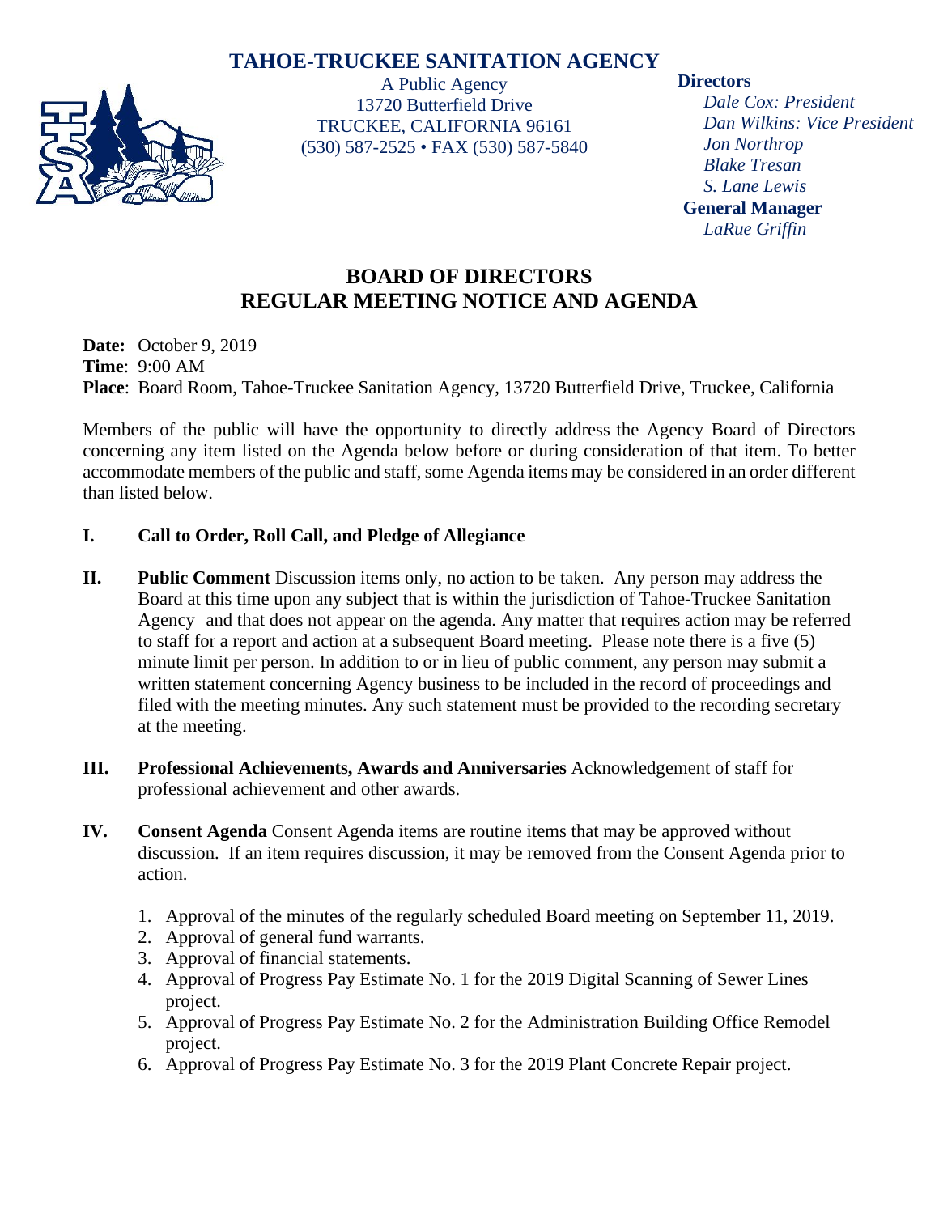# TAHOE-TRUCKEE SANITATION AGENCY

A Public Agency
13720 Butterfield Drive
TRUCKEE, CALIFORNIA 96161
(530) 587-2525 • FAX (530) 587-5840

**Directors**
*Dale Cox: President*
*Dan Wilkins: Vice President*
*Jon Northrop*
*Blake Tresan*
*S. Lane Lewis*

**General Manager**
*LaRue Griffin*

## BOARD OF DIRECTORS
## REGULAR MEETING NOTICE AND AGENDA

**Date:** October 9, 2019
**Time**: 9:00 AM
**Place**: Board Room, Tahoe-Truckee Sanitation Agency, 13720 Butterfield Drive, Truckee, California

Members of the public will have the opportunity to directly address the Agency Board of Directors concerning any item listed on the Agenda below before or during consideration of that item. To better accommodate members of the public and staff, some Agenda items may be considered in an order different than listed below.

**I. Call to Order, Roll Call, and Pledge of Allegiance**

**II. Public Comment** Discussion items only, no action to be taken. Any person may address the Board at this time upon any subject that is within the jurisdiction of Tahoe-Truckee Sanitation Agency and that does not appear on the agenda. Any matter that requires action may be referred to staff for a report and action at a subsequent Board meeting. Please note there is a five (5) minute limit per person. In addition to or in lieu of public comment, any person may submit a written statement concerning Agency business to be included in the record of proceedings and filed with the meeting minutes. Any such statement must be provided to the recording secretary at the meeting.

**III. Professional Achievements, Awards and Anniversaries** Acknowledgement of staff for professional achievement and other awards.

**IV. Consent Agenda** Consent Agenda items are routine items that may be approved without discussion. If an item requires discussion, it may be removed from the Consent Agenda prior to action.

1. Approval of the minutes of the regularly scheduled Board meeting on September 11, 2019.
2. Approval of general fund warrants.
3. Approval of financial statements.
4. Approval of Progress Pay Estimate No. 1 for the 2019 Digital Scanning of Sewer Lines project.
5. Approval of Progress Pay Estimate No. 2 for the Administration Building Office Remodel project.
6. Approval of Progress Pay Estimate No. 3 for the 2019 Plant Concrete Repair project.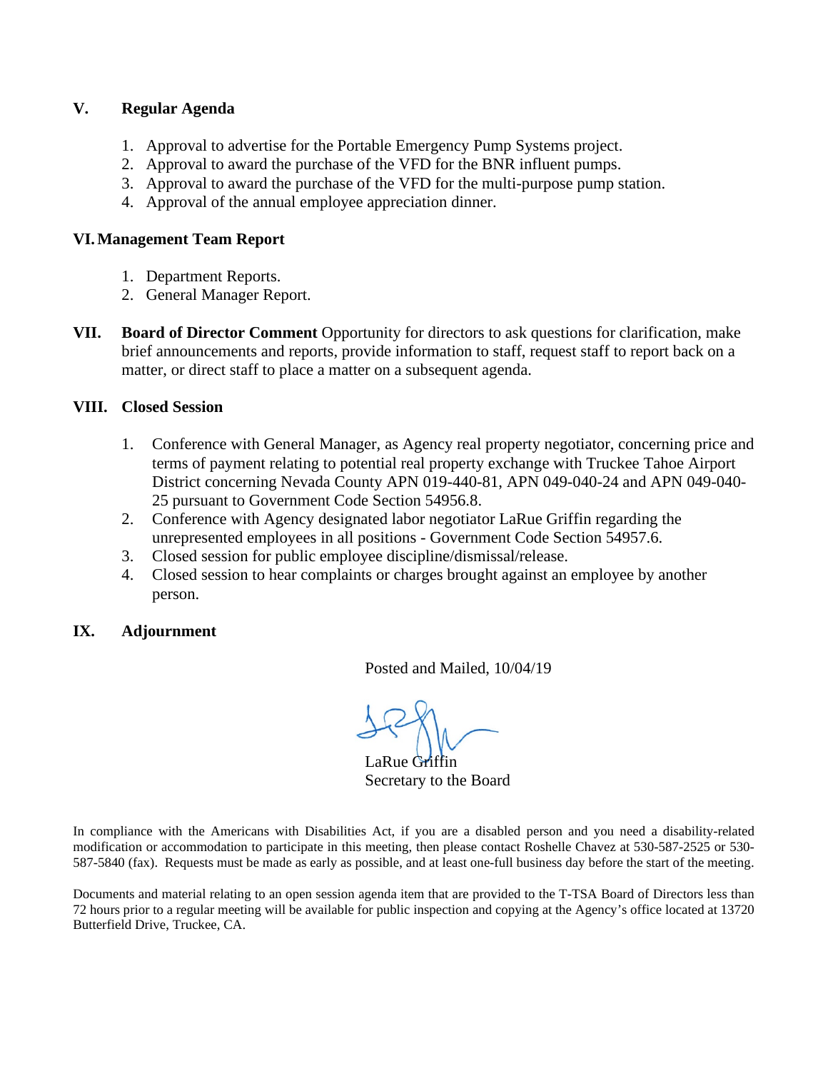## V. Regular Agenda

1. Approval to advertise for the Portable Emergency Pump Systems project.
2. Approval to award the purchase of the VFD for the BNR influent pumps.
3. Approval to award the purchase of the VFD for the multi-purpose pump station.
4. Approval of the annual employee appreciation dinner.

## VI. Management Team Report

1. Department Reports.
2. General Manager Report.

## VII. Board of Director Comment

**Board of Director Comment** Opportunity for directors to ask questions for clarification, make brief announcements and reports, provide information to staff, request staff to report back on a matter, or direct staff to place a matter on a subsequent agenda.

## VIII. Closed Session

1. Conference with General Manager, as Agency real property negotiator, concerning price and terms of payment relating to potential real property exchange with Truckee Tahoe Airport District concerning Nevada County APN 019-440-81, APN 049-040-24 and APN 049-040-25 pursuant to Government Code Section 54956.8.
2. Conference with Agency designated labor negotiator LaRue Griffin regarding the unrepresented employees in all positions - Government Code Section 54957.6.
3. Closed session for public employee discipline/dismissal/release.
4. Closed session to hear complaints or charges brought against an employee by another person.

## IX. Adjournment

Posted and Mailed, 10/04/19

LaRue Griffin
Secretary to the Board

In compliance with the Americans with Disabilities Act, if you are a disabled person and you need a disability-related modification or accommodation to participate in this meeting, then please contact Roshelle Chavez at 530-587-2525 or 530-587-5840 (fax). Requests must be made as early as possible, and at least one-full business day before the start of the meeting.

Documents and material relating to an open session agenda item that are provided to the T-TSA Board of Directors less than 72 hours prior to a regular meeting will be available for public inspection and copying at the Agency's office located at 13720 Butterfield Drive, Truckee, CA.